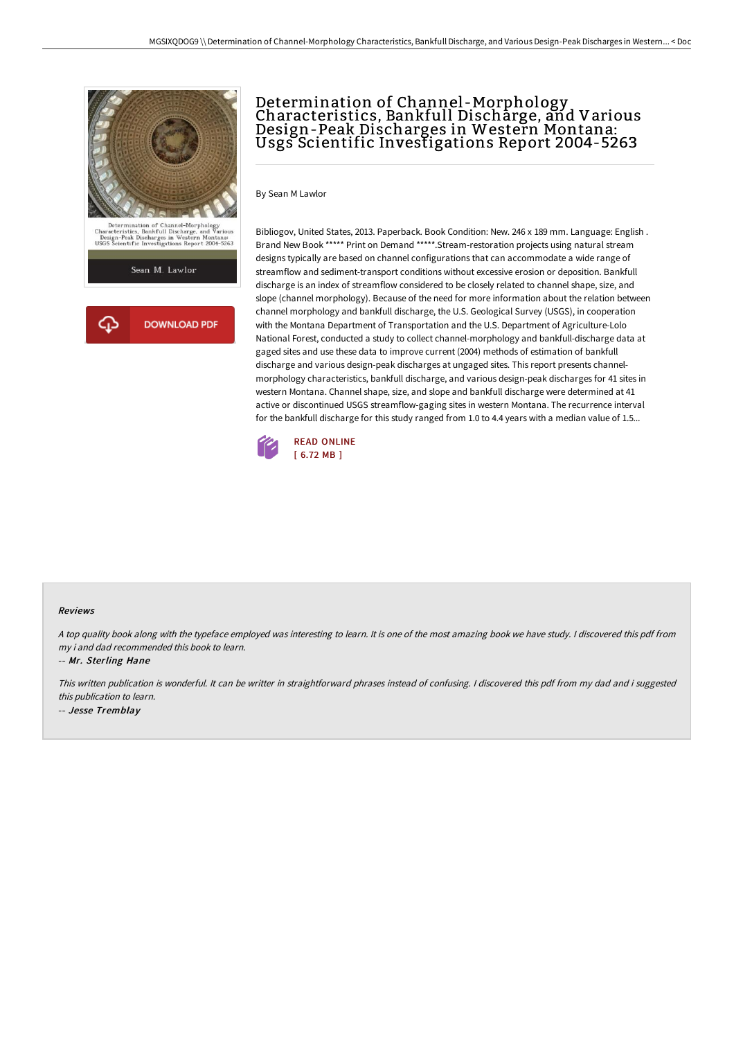# Determination of Channel-Morphology Characteristics, Bankfull Discharge, and Various Design-Peak Discharges in Western Montana: Usgs Scientific Investigations Report 2004-5263

By Sean M Lawlor

Bibliogov, United States, 2013. Paperback. Book Condition: New. 246 x 189 mm. Language: English . Brand New Book ***** Print on Demand *****.Stream-restoration projects using natural stream designs typically are based on channel configurations that can accommodate a wide range of streamflow and sediment-transport conditions without excessive erosion or deposition. Bankfull discharge is an index of streamflow considered to be closely related to channel shape, size, and slope (channel morphology). Because of the need for more information about the relation between channel morphology and bankfull discharge, the U.S. Geological Survey (USGS), in cooperation with the Montana Department of Transportation and the U.S. Department of Agriculture-Lolo National Forest, conducted a study to collect channel-morphology and bankfull-discharge data at gaged sites and use these data to improve current (2004) methods of estimation of bankfull discharge and various design-peak discharges at ungaged sites. This report presents channel-morphology characteristics, bankfull discharge, and various design-peak discharges for 41 sites in western Montana. Channel shape, size, and slope and bankfull discharge were determined at 41 active or discontinued USGS streamflow-gaging sites in western Montana. The recurrence interval for the bankfull discharge for this study ranged from 1.0 to 4.4 years with a median value of 1.5...

READ ONLINE
[ 6.72 MB ]

## Reviews

*A top quality book along with the typeface employed was interesting to learn. It is one of the most amazing book we have study. I discovered this pdf from my i and dad recommended this book to learn.*

-- *Mr. Sterling Hane*

*This written publication is wonderful. It can be writter in straightforward phrases instead of confusing. I discovered this pdf from my dad and i suggested this publication to learn.*

-- *Jesse Tremblay*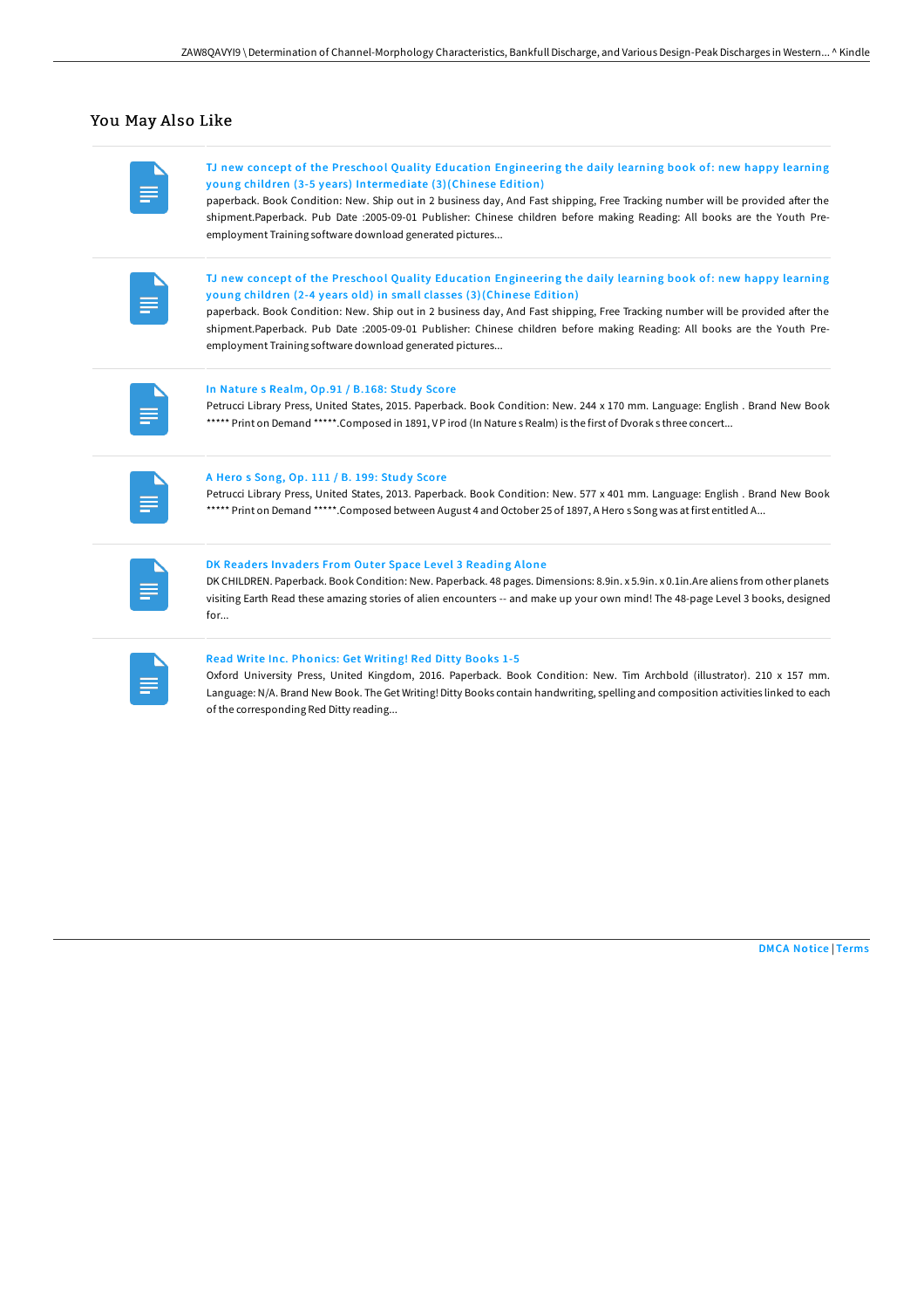## You May Also Like

### TJ new concept of the Preschool Quality Education Engineering the daily learning book of: new happy learning young children (3-5 years) Intermediate (3)(Chinese Edition)

paperback. Book Condition: New. Ship out in 2 business day, And Fast shipping, Free Tracking number will be provided after the shipment.Paperback. Pub Date :2005-09-01 Publisher: Chinese children before making Reading: All books are the Youth Pre-employment Training software download generated pictures...

### TJ new concept of the Preschool Quality Education Engineering the daily learning book of: new happy learning young children (2-4 years old) in small classes (3)(Chinese Edition)

paperback. Book Condition: New. Ship out in 2 business day, And Fast shipping, Free Tracking number will be provided after the shipment.Paperback. Pub Date :2005-09-01 Publisher: Chinese children before making Reading: All books are the Youth Pre-employment Training software download generated pictures...

### In Nature s Realm, Op.91 / B.168: Study Score

Petrucci Library Press, United States, 2015. Paperback. Book Condition: New. 244 x 170 mm. Language: English . Brand New Book ***** Print on Demand *****.Composed in 1891, V P irod (In Nature s Realm) is the first of Dvorak s three concert...

### A Hero s Song, Op. 111 / B. 199: Study Score

Petrucci Library Press, United States, 2013. Paperback. Book Condition: New. 577 x 401 mm. Language: English . Brand New Book ***** Print on Demand *****.Composed between August 4 and October 25 of 1897, A Hero s Song was at first entitled A...

### DK Readers Invaders From Outer Space Level 3 Reading Alone

DK CHILDREN. Paperback. Book Condition: New. Paperback. 48 pages. Dimensions: 8.9in. x 5.9in. x 0.1in.Are aliens from other planets visiting Earth Read these amazing stories of alien encounters -- and make up your own mind! The 48-page Level 3 books, designed for...

### Read Write Inc. Phonics: Get Writing! Red Ditty Books 1-5

Oxford University Press, United Kingdom, 2016. Paperback. Book Condition: New. Tim Archbold (illustrator). 210 x 157 mm. Language: N/A. Brand New Book. The Get Writing! Ditty Books contain handwriting, spelling and composition activities linked to each of the corresponding Red Ditty reading...